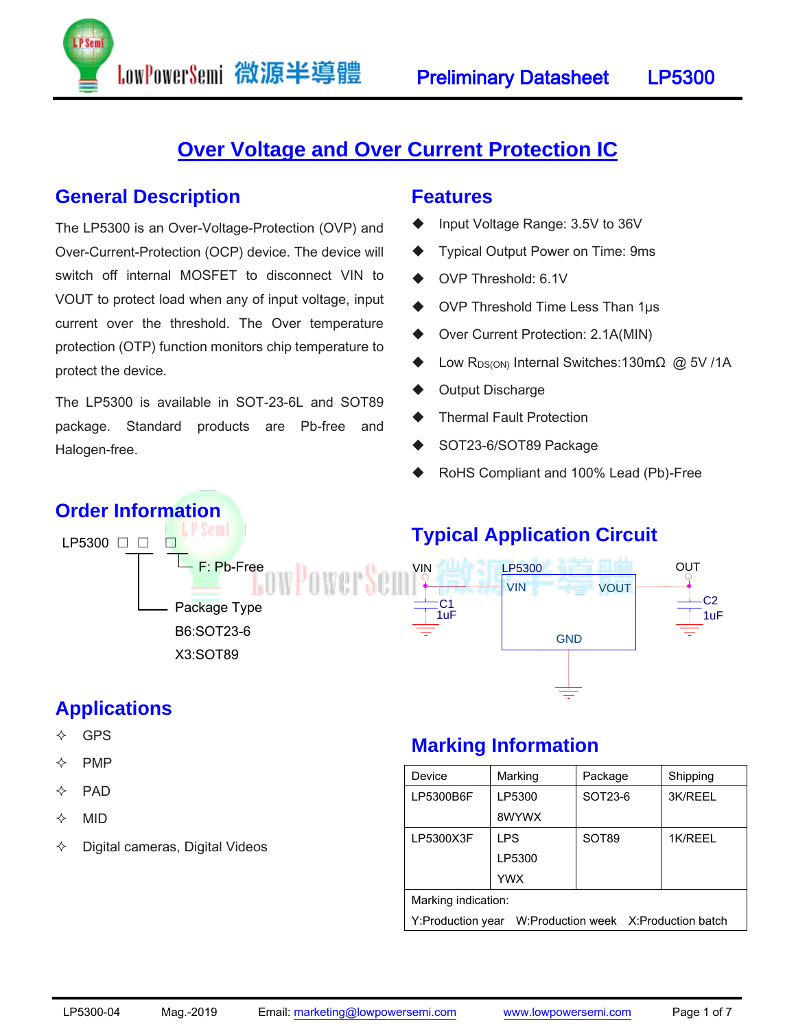# Over Voltage and Over Current Protection IC

## General Description

The LP5300 is an Over-Voltage-Protection (OVP) and Over-Current-Protection (OCP) device. The device will switch off internal MOSFET to disconnect VIN to VOUT to protect load when any of input voltage, input current over the threshold. The Over temperature protection (OTP) function monitors chip temperature to protect the device.

The LP5300 is available in SOT-23-6L and SOT89 package. Standard products are Pb-free and Halogen-free.

## Features

- Input Voltage Range: 3.5V to 36V
- Typical Output Power on Time: 9ms
- OVP Threshold: 6.1V
- OVP Threshold Time Less Than 1μs
- Over Current Protection: 2.1A(MIN)
- Low $R_{DS(ON)}$ Internal Switches:130mΩ @ 5V /1A
- Output Discharge
- Thermal Fault Protection
- SOT23-6/SOT89 Package
- RoHS Compliant and 100% Lead (Pb)-Free

## Order Information

LP5300 □ □ □

- F: Pb-Free
- Package Type
  - B6:SOT23-6
  - X3:SOT89

## Typical Application Circuit

VIN
LP5300
VIN
VOUT
GND
OUT
C1
1uF
C2
1uF

## Applications

- GPS
- PMP
- PAD
- MID
- Digital cameras, Digital Videos

## Marking Information

| Device | Marking | Package | Shipping |
|---|---|---|---|
| LP5300B6F | LP5300<br>8WYWX | SOT23-6 | 3K/REEL |
| LP5300X3F | LPS<br>LP5300<br>YWX | SOT89 | 1K/REEL |
| Marking indication:<br>Y:Production year W:Production week X:Production batch | | | |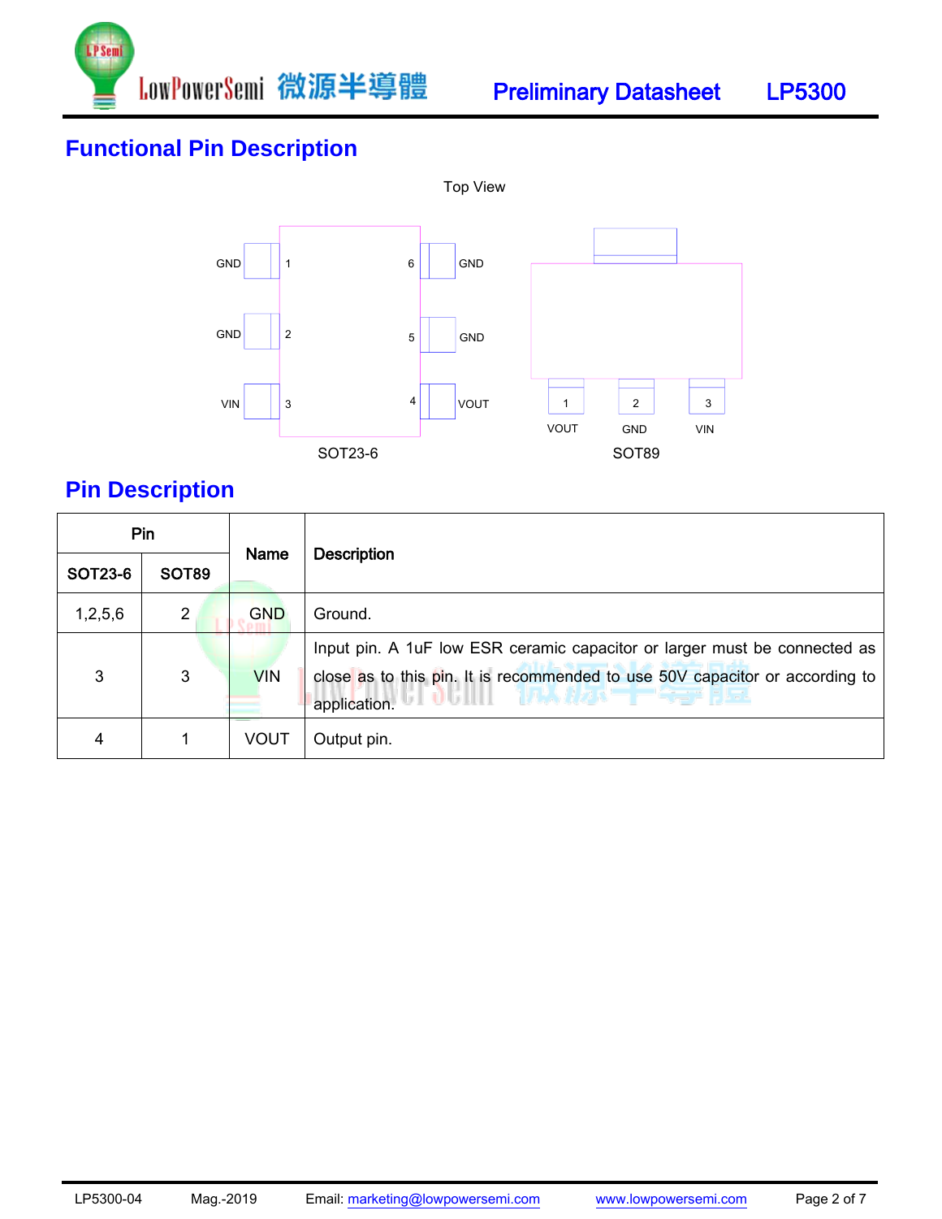## Functional Pin Description

Top View

GND 1 6 GND
GND 2 5 GND
VIN 3 4 VOUT

SOT23-6

1 VOUT
2 GND
3 VIN

SOT89

## Pin Description

| Pin | | Name | Description |
|---|---|---|---|
| SOT23-6 | SOT89 | | |
| 1,2,5,6 | 2 | GND | Ground. |
| 3 | 3 | VIN | Input pin. A 1uF low ESR ceramic capacitor or larger must be connected as close as to this pin. It is recommended to use 50V capacitor or according to application. |
| 4 | 1 | VOUT | Output pin. |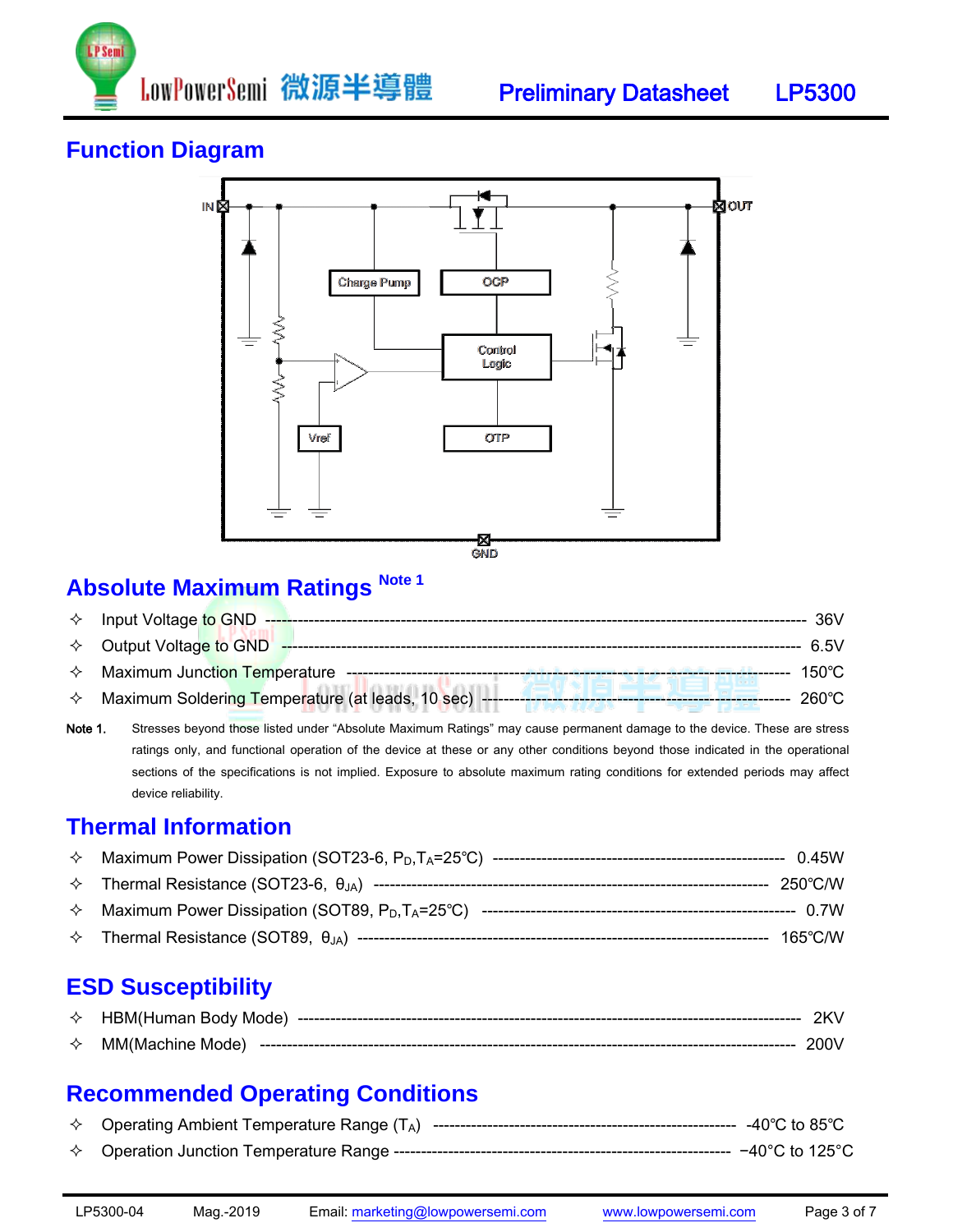## Function Diagram

## Absolute Maximum Ratings Note 1

- ✧ Input Voltage to GND ------------------------------------------------------------------------------------------------ 36V
- ✧ Output Voltage to GND ---------------------------------------------------------------------------------------------- 6.5V
- ✧ Maximum Junction Temperature ------------------------------------------------------------------------------- 150℃
- ✧ Maximum Soldering Temperature (at leads, 10 sec) -------------------------------------------------------- 260℃

**Note 1.** Stresses beyond those listed under "Absolute Maximum Ratings" may cause permanent damage to the device. These are stress ratings only, and functional operation of the device at these or any other conditions beyond those indicated in the operational sections of the specifications is not implied. Exposure to absolute maximum rating conditions for extended periods may affect device reliability.

## Thermal Information

- ✧ Maximum Power Dissipation (SOT23-6, $P_D$,$T_A$=25℃) ----------------------------------------------------- 0.45W
- ✧ Thermal Resistance (SOT23-6, $\theta_{JA}$) ------------------------------------------------------------------------ 250℃/W
- ✧ Maximum Power Dissipation (SOT89, $P_D$,$T_A$=25℃) -------------------------------------------------------- 0.7W
- ✧ Thermal Resistance (SOT89, $\theta_{JA}$) ---------------------------------------------------------------------------- 165℃/W

## ESD Susceptibility

- ✧ HBM(Human Body Mode) ------------------------------------------------------------------------------------------- 2KV
- ✧ MM(Machine Mode) ------------------------------------------------------------------------------------------------- 200V

## Recommended Operating Conditions

- ✧ Operating Ambient Temperature Range ($T_A$) ---------------------------------------------------- -40℃ to 85℃
- ✧ Operation Junction Temperature Range ---------------------------------------------------------- −40°C to 125°C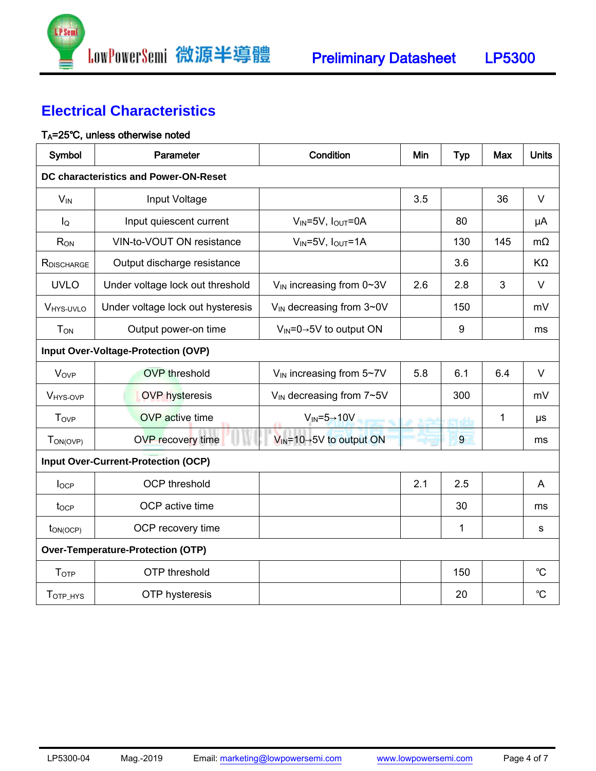## Electrical Characteristics

$T_A$=25℃, unless otherwise noted

| Symbol | Parameter | Condition | Min | Typ | Max | Units |
|---|---|---|---|---|---|---|
| **DC characteristics and Power-ON-Reset** | | | | | | |
| $V_{IN}$ | Input Voltage | | 3.5 | | 36 | V |
| $I_Q$ | Input quiescent current | $V_{IN}$=5V, $I_{OUT}$=0A | | 80 | | μA |
| $R_{ON}$ | VIN-to-VOUT ON resistance | $V_{IN}$=5V, $I_{OUT}$=1A | | 130 | 145 | mΩ |
| $R_{DISCHARGE}$ | Output discharge resistance | | | 3.6 | | KΩ |
| UVLO | Under voltage lock out threshold | $V_{IN}$ increasing from 0~3V | 2.6 | 2.8 | 3 | V |
| $V_{HYS-UVLO}$ | Under voltage lock out hysteresis | $V_{IN}$ decreasing from 3~0V | | 150 | | mV |
| $T_{ON}$ | Output power-on time | $V_{IN}$=0→5V to output ON | | 9 | | ms |
| **Input Over-Voltage-Protection (OVP)** | | | | | | |
| $V_{OVP}$ | OVP threshold | $V_{IN}$ increasing from 5~7V | 5.8 | 6.1 | 6.4 | V |
| $V_{HYS-OVP}$ | OVP hysteresis | $V_{IN}$ decreasing from 7~5V | | 300 | | mV |
| $T_{OVP}$ | OVP active time | $V_{IN}$=5→10V | | | 1 | μs |
| $T_{ON(OVP)}$ | OVP recovery time | $V_{IN}$=10→5V to output ON | | 9 | | ms |
| **Input Over-Current-Protection (OCP)** | | | | | | |
| $I_{OCP}$ | OCP threshold | | 2.1 | 2.5 | | A |
| $t_{OCP}$ | OCP active time | | | 30 | | ms |
| $t_{ON(OCP)}$ | OCP recovery time | | | 1 | | s |
| **Over-Temperature-Protection (OTP)** | | | | | | |
| $T_{OTP}$ | OTP threshold | | | 150 | | ℃ |
| $T_{OTP\_HYS}$ | OTP hysteresis | | | 20 | | ℃ |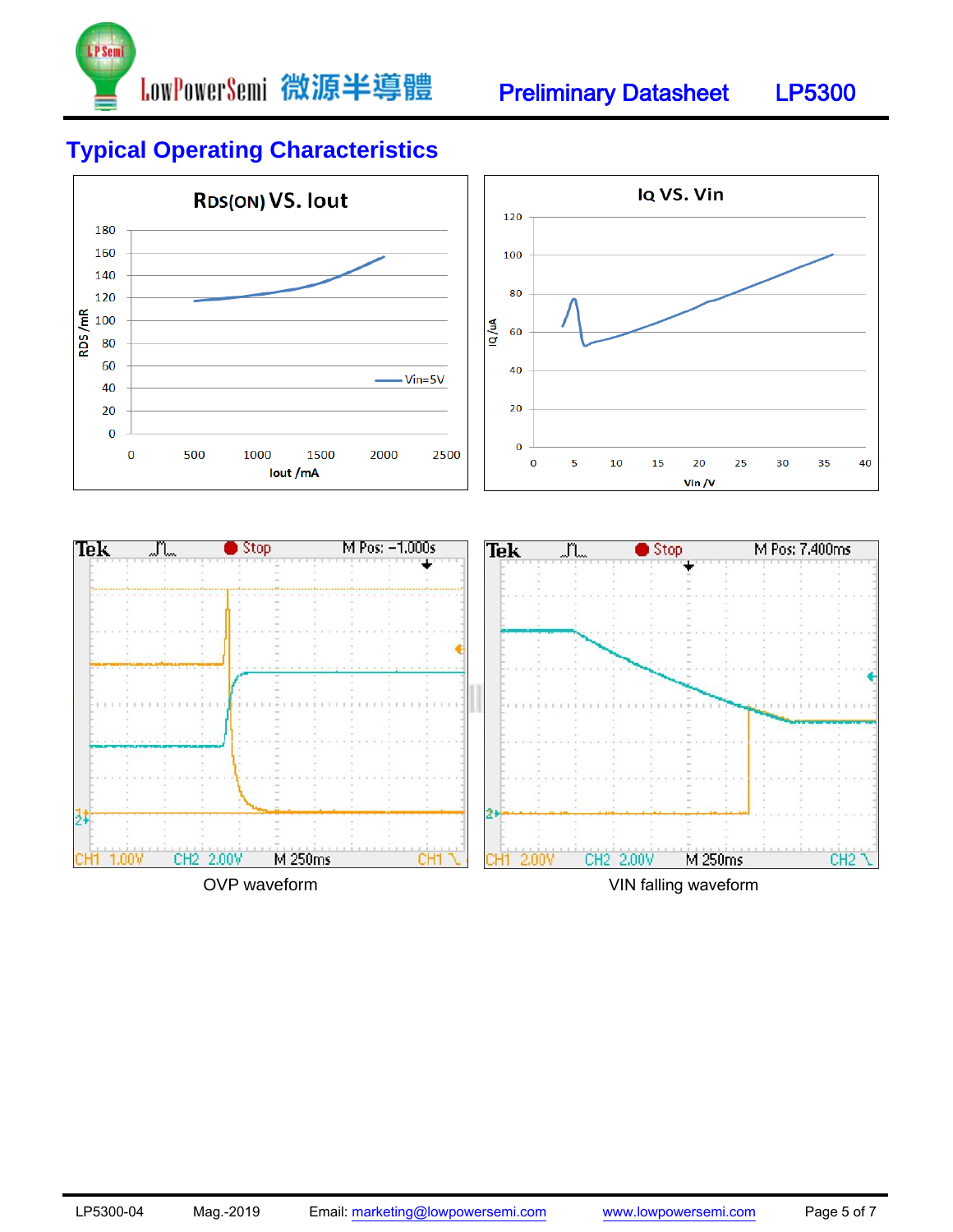## Typical Operating Characteristics

RDS(ON) VS. Iout

180
160
140
120
100
80
60
40
20
0

RDS /mR

0 500 1000 1500 2000 2500

Iout /mA

Vin=5V

IQ VS. Vin

120
100
80
60
40
20
0

IQ /uA

0 5 10 15 20 25 30 35 40

Vin /V

Tek Stop M Pos: -1.000s

CH1 1.00V CH2 2.00V M 250ms CH1

OVP waveform

Tek Stop M Pos: 7.400ms

CH1 2.00V CH2 2.00V M 250ms CH2

VIN falling waveform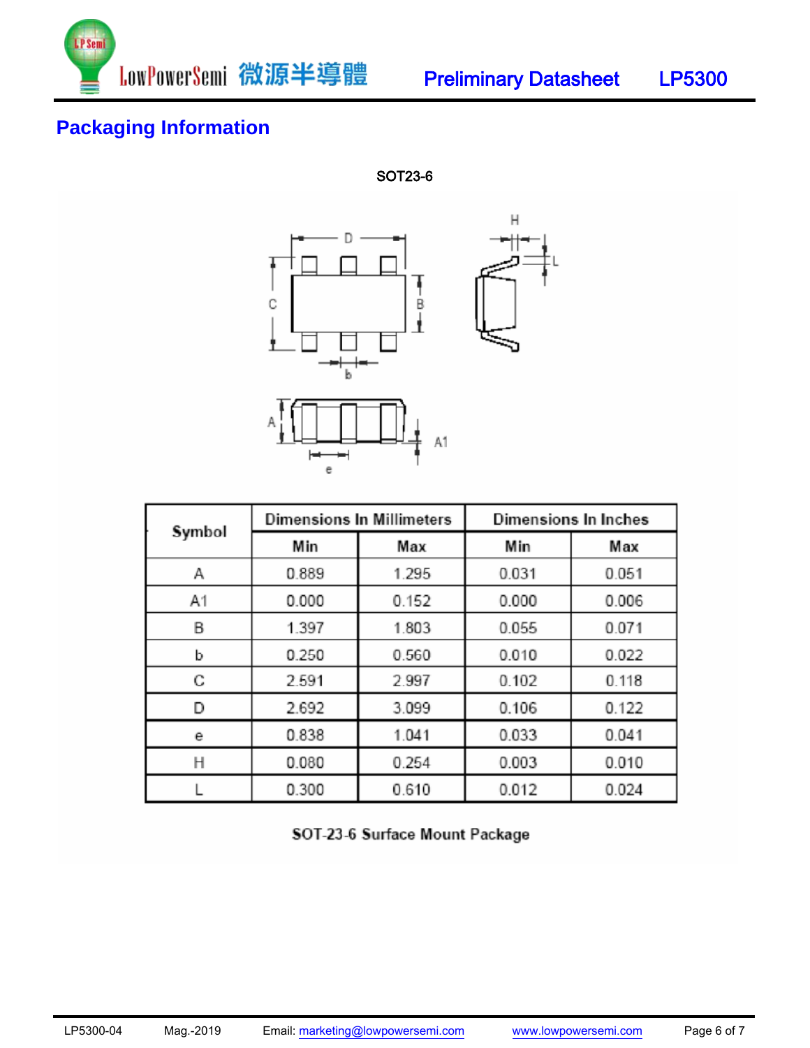## Packaging Information

SOT23-6

D
C
B
b
H
L
A
A1
e

| Symbol | Dimensions In Millimeters | | Dimensions In Inches | |
|---|---|---|---|---|
| | Min | Max | Min | Max |
| A | 0.889 | 1.295 | 0.031 | 0.051 |
| A1 | 0.000 | 0.152 | 0.000 | 0.006 |
| B | 1.397 | 1.803 | 0.055 | 0.071 |
| b | 0.250 | 0.560 | 0.010 | 0.022 |
| C | 2.591 | 2.997 | 0.102 | 0.118 |
| D | 2.692 | 3.099 | 0.106 | 0.122 |
| e | 0.838 | 1.041 | 0.033 | 0.041 |
| H | 0.080 | 0.254 | 0.003 | 0.010 |
| L | 0.300 | 0.610 | 0.012 | 0.024 |

SOT-23-6 Surface Mount Package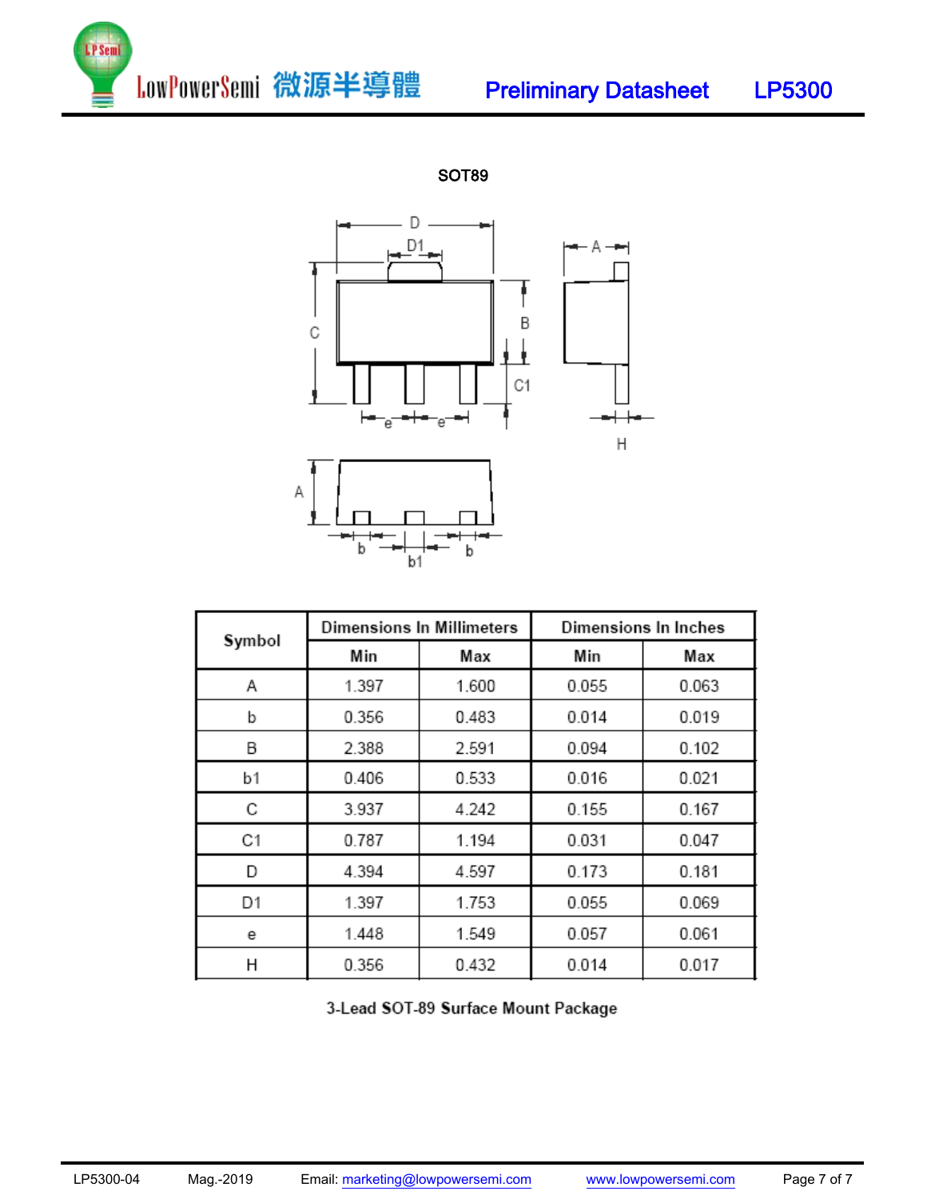## SOT89

| Symbol | Dimensions In Millimeters | | Dimensions In Inches | |
|---|---|---|---|---|
| | Min | Max | Min | Max |
| A | 1.397 | 1.600 | 0.055 | 0.063 |
| b | 0.356 | 0.483 | 0.014 | 0.019 |
| B | 2.388 | 2.591 | 0.094 | 0.102 |
| b1 | 0.406 | 0.533 | 0.016 | 0.021 |
| C | 3.937 | 4.242 | 0.155 | 0.167 |
| C1 | 0.787 | 1.194 | 0.031 | 0.047 |
| D | 4.394 | 4.597 | 0.173 | 0.181 |
| D1 | 1.397 | 1.753 | 0.055 | 0.069 |
| e | 1.448 | 1.549 | 0.057 | 0.061 |
| H | 0.356 | 0.432 | 0.014 | 0.017 |

3-Lead SOT-89 Surface Mount Package